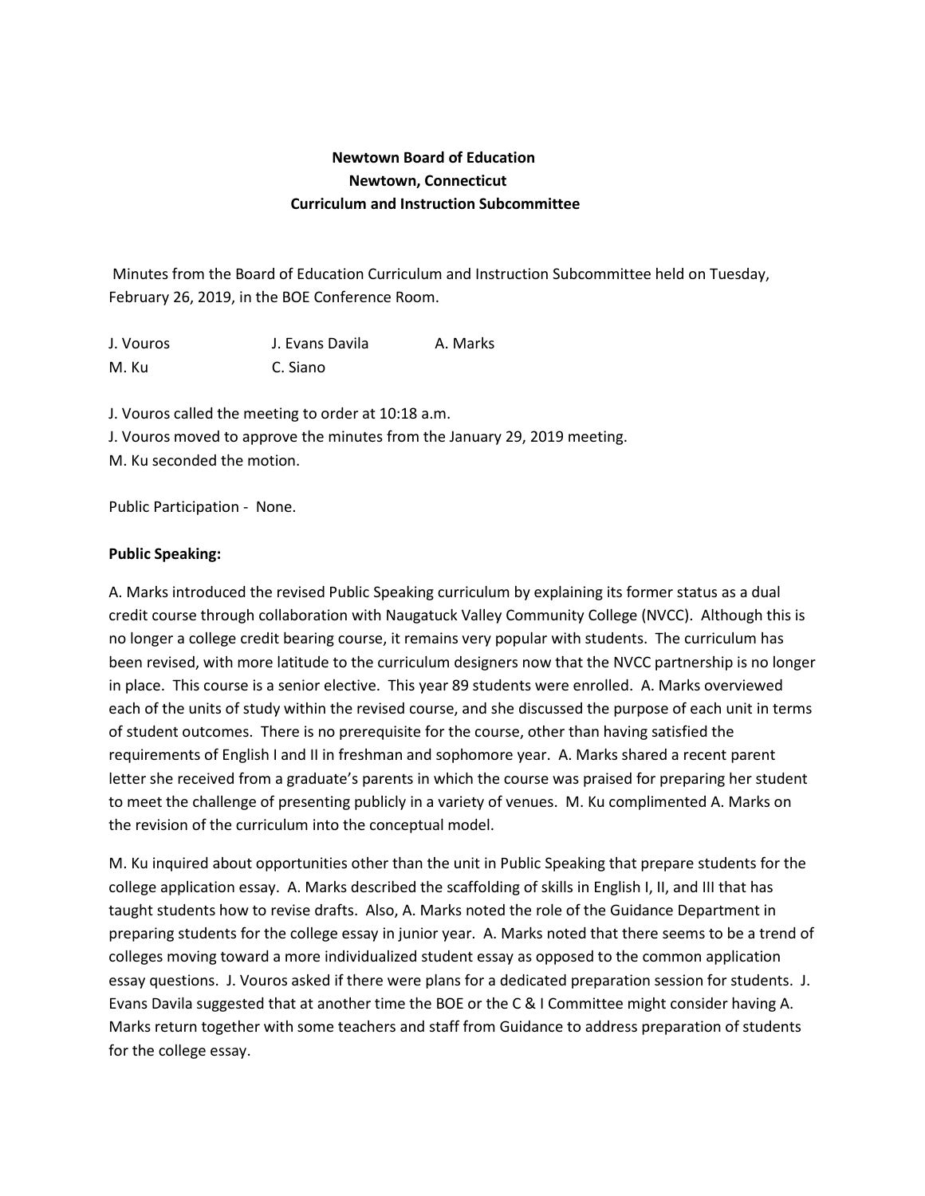**Newtown Board of Education**
**Newtown, Connecticut**
**Curriculum and Instruction Subcommittee**

Minutes from the Board of Education Curriculum and Instruction Subcommittee held on Tuesday, February 26, 2019, in the BOE Conference Room.

| | | |
|---|---|---|
| J. Vouros | J. Evans Davila | A. Marks |
| M. Ku | C. Siano | |

J. Vouros called the meeting to order at 10:18 a.m.
J. Vouros moved to approve the minutes from the January 29, 2019 meeting.
M. Ku seconded the motion.

Public Participation - None.

**Public Speaking:**

A. Marks introduced the revised Public Speaking curriculum by explaining its former status as a dual credit course through collaboration with Naugatuck Valley Community College (NVCC). Although this is no longer a college credit bearing course, it remains very popular with students. The curriculum has been revised, with more latitude to the curriculum designers now that the NVCC partnership is no longer in place. This course is a senior elective. This year 89 students were enrolled. A. Marks overviewed each of the units of study within the revised course, and she discussed the purpose of each unit in terms of student outcomes. There is no prerequisite for the course, other than having satisfied the requirements of English I and II in freshman and sophomore year. A. Marks shared a recent parent letter she received from a graduate's parents in which the course was praised for preparing her student to meet the challenge of presenting publicly in a variety of venues. M. Ku complimented A. Marks on the revision of the curriculum into the conceptual model.

M. Ku inquired about opportunities other than the unit in Public Speaking that prepare students for the college application essay. A. Marks described the scaffolding of skills in English I, II, and III that has taught students how to revise drafts. Also, A. Marks noted the role of the Guidance Department in preparing students for the college essay in junior year. A. Marks noted that there seems to be a trend of colleges moving toward a more individualized student essay as opposed to the common application essay questions. J. Vouros asked if there were plans for a dedicated preparation session for students. J. Evans Davila suggested that at another time the BOE or the C & I Committee might consider having A. Marks return together with some teachers and staff from Guidance to address preparation of students for the college essay.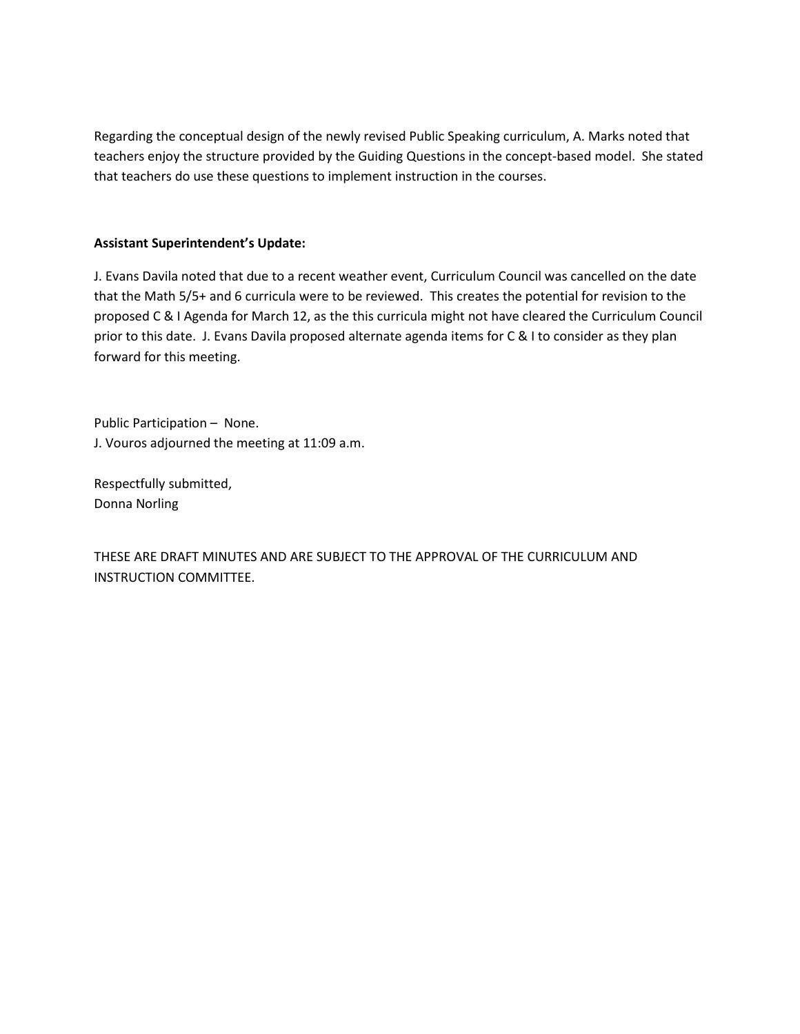Regarding the conceptual design of the newly revised Public Speaking curriculum, A. Marks noted that teachers enjoy the structure provided by the Guiding Questions in the concept-based model. She stated that teachers do use these questions to implement instruction in the courses.

**Assistant Superintendent's Update:**

J. Evans Davila noted that due to a recent weather event, Curriculum Council was cancelled on the date that the Math 5/5+ and 6 curricula were to be reviewed. This creates the potential for revision to the proposed C & I Agenda for March 12, as the this curricula might not have cleared the Curriculum Council prior to this date. J. Evans Davila proposed alternate agenda items for C & I to consider as they plan forward for this meeting.

Public Participation – None.
J. Vouros adjourned the meeting at 11:09 a.m.

Respectfully submitted,
Donna Norling

THESE ARE DRAFT MINUTES AND ARE SUBJECT TO THE APPROVAL OF THE CURRICULUM AND INSTRUCTION COMMITTEE.